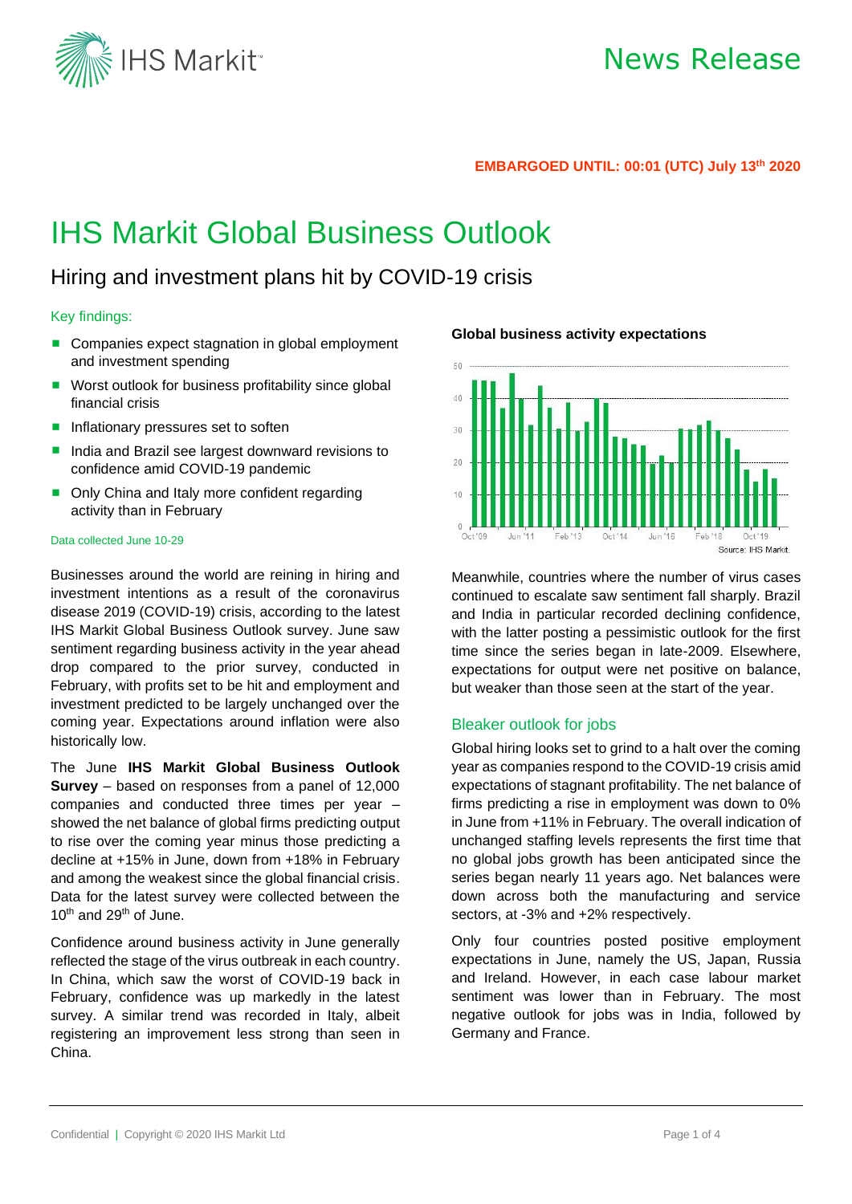**EMBARGOED UNTIL: 00:01 (UTC) July 13th 2020**

# IHS Markit Global Business Outlook

## Hiring and investment plans hit by COVID-19 crisis

### Key findings:

- Companies expect stagnation in global employment and investment spending
- Worst outlook for business profitability since global financial crisis
- Inflationary pressures set to soften
- India and Brazil see largest downward revisions to confidence amid COVID-19 pandemic
- Only China and Italy more confident regarding activity than in February

Data collected June 10-29

Businesses around the world are reining in hiring and investment intentions as a result of the coronavirus disease 2019 (COVID-19) crisis, according to the latest IHS Markit Global Business Outlook survey. June saw sentiment regarding business activity in the year ahead drop compared to the prior survey, conducted in February, with profits set to be hit and employment and investment predicted to be largely unchanged over the coming year. Expectations around inflation were also historically low.

The June **IHS Markit Global Business Outlook Survey** – based on responses from a panel of 12,000 companies and conducted three times per year – showed the net balance of global firms predicting output to rise over the coming year minus those predicting a decline at +15% in June, down from +18% in February and among the weakest since the global financial crisis. Data for the latest survey were collected between the 10th and 29th of June.

Confidence around business activity in June generally reflected the stage of the virus outbreak in each country. In China, which saw the worst of COVID-19 back in February, confidence was up markedly in the latest survey. A similar trend was recorded in Italy, albeit registering an improvement less strong than seen in China.

**Global business activity expectations**

Source: IHS Markit.

Meanwhile, countries where the number of virus cases continued to escalate saw sentiment fall sharply. Brazil and India in particular recorded declining confidence, with the latter posting a pessimistic outlook for the first time since the series began in late-2009. Elsewhere, expectations for output were net positive on balance, but weaker than those seen at the start of the year.

### Bleaker outlook for jobs

Global hiring looks set to grind to a halt over the coming year as companies respond to the COVID-19 crisis amid expectations of stagnant profitability. The net balance of firms predicting a rise in employment was down to 0% in June from +11% in February. The overall indication of unchanged staffing levels represents the first time that no global jobs growth has been anticipated since the series began nearly 11 years ago. Net balances were down across both the manufacturing and service sectors, at -3% and +2% respectively.

Only four countries posted positive employment expectations in June, namely the US, Japan, Russia and Ireland. However, in each case labour market sentiment was lower than in February. The most negative outlook for jobs was in India, followed by Germany and France.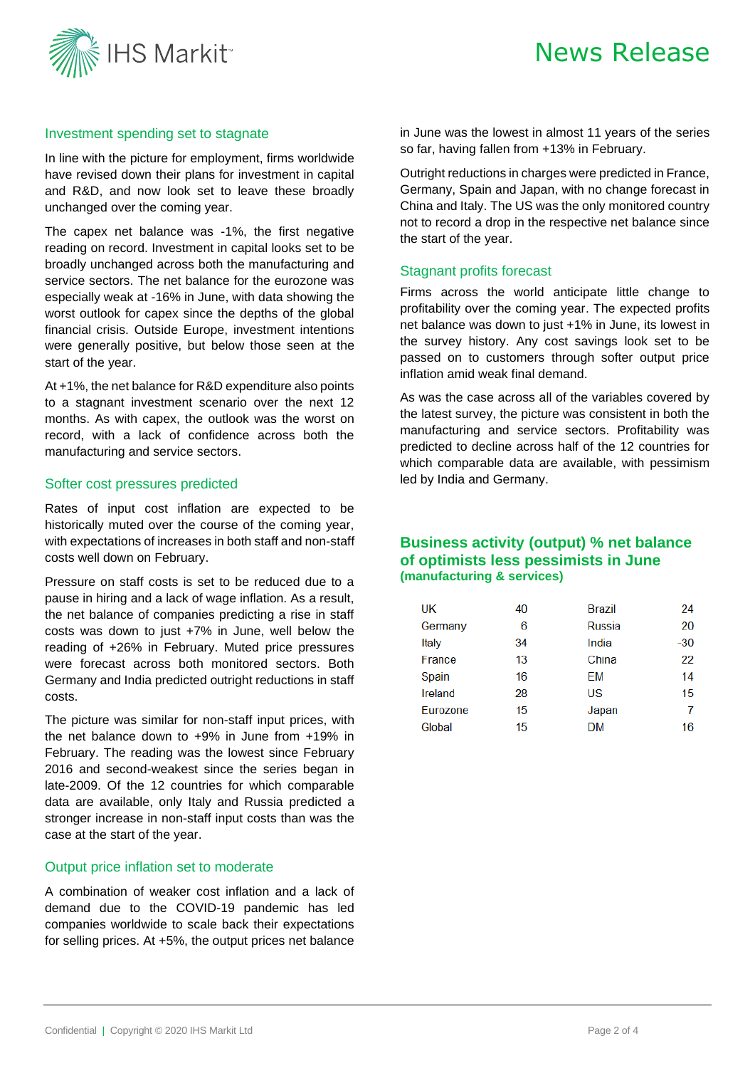## Investment spending set to stagnate

In line with the picture for employment, firms worldwide have revised down their plans for investment in capital and R&D, and now look set to leave these broadly unchanged over the coming year.

The capex net balance was -1%, the first negative reading on record. Investment in capital looks set to be broadly unchanged across both the manufacturing and service sectors. The net balance for the eurozone was especially weak at -16% in June, with data showing the worst outlook for capex since the depths of the global financial crisis. Outside Europe, investment intentions were generally positive, but below those seen at the start of the year.

At +1%, the net balance for R&D expenditure also points to a stagnant investment scenario over the next 12 months. As with capex, the outlook was the worst on record, with a lack of confidence across both the manufacturing and service sectors.

## Softer cost pressures predicted

Rates of input cost inflation are expected to be historically muted over the course of the coming year, with expectations of increases in both staff and non-staff costs well down on February.

Pressure on staff costs is set to be reduced due to a pause in hiring and a lack of wage inflation. As a result, the net balance of companies predicting a rise in staff costs was down to just +7% in June, well below the reading of +26% in February. Muted price pressures were forecast across both monitored sectors. Both Germany and India predicted outright reductions in staff costs.

The picture was similar for non-staff input prices, with the net balance down to +9% in June from +19% in February. The reading was the lowest since February 2016 and second-weakest since the series began in late-2009. Of the 12 countries for which comparable data are available, only Italy and Russia predicted a stronger increase in non-staff input costs than was the case at the start of the year.

## Output price inflation set to moderate

A combination of weaker cost inflation and a lack of demand due to the COVID-19 pandemic has led companies worldwide to scale back their expectations for selling prices. At +5%, the output prices net balance in June was the lowest in almost 11 years of the series so far, having fallen from +13% in February.

Outright reductions in charges were predicted in France, Germany, Spain and Japan, with no change forecast in China and Italy. The US was the only monitored country not to record a drop in the respective net balance since the start of the year.

## Stagnant profits forecast

Firms across the world anticipate little change to profitability over the coming year. The expected profits net balance was down to just +1% in June, its lowest in the survey history. Any cost savings look set to be passed on to customers through softer output price inflation amid weak final demand.

As was the case across all of the variables covered by the latest survey, the picture was consistent in both the manufacturing and service sectors. Profitability was predicted to decline across half of the 12 countries for which comparable data are available, with pessimism led by India and Germany.

## Business activity (output) % net balance of optimists less pessimists in June

**(manufacturing & services)**

| | | | |
|---|---|---|---|
| UK | 40 | Brazil | 24 |
| Germany | 6 | Russia | 20 |
| Italy | 34 | India | -30 |
| France | 13 | China | 22 |
| Spain | 16 | EM | 14 |
| Ireland | 28 | US | 15 |
| Eurozone | 15 | Japan | 7 |
| Global | 15 | DM | 16 |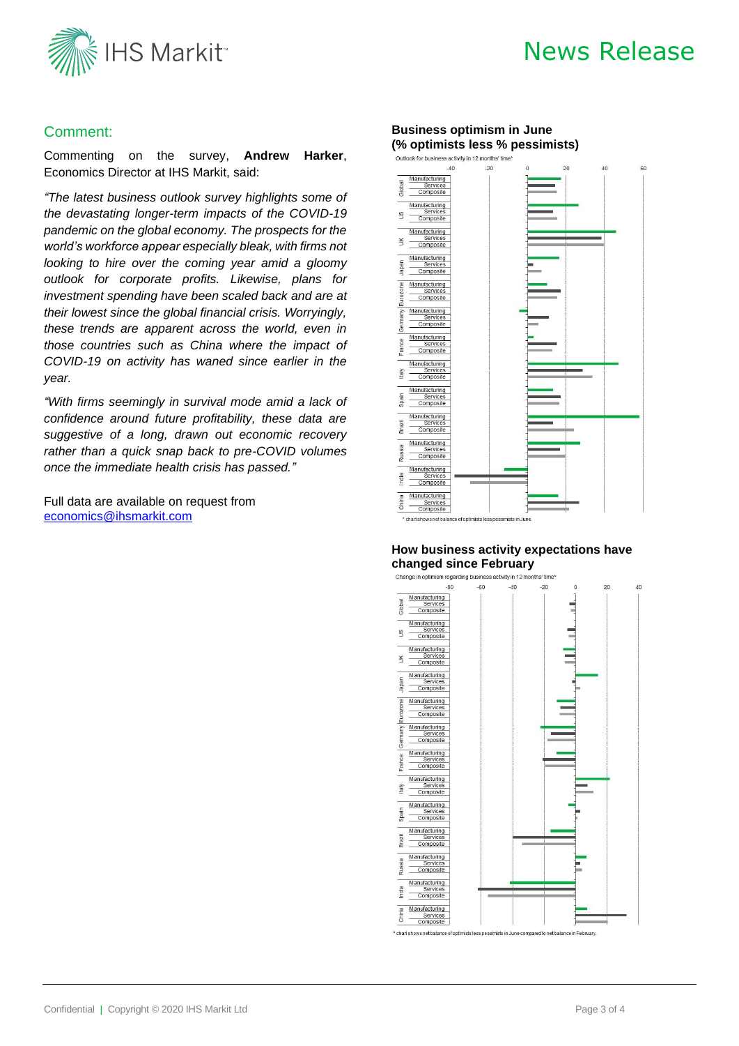## Comment:

Commenting on the survey, **Andrew Harker**, Economics Director at IHS Markit, said:

*"The latest business outlook survey highlights some of the devastating longer-term impacts of the COVID-19 pandemic on the global economy. The prospects for the world's workforce appear especially bleak, with firms not looking to hire over the coming year amid a gloomy outlook for corporate profits. Likewise, plans for investment spending have been scaled back and are at their lowest since the global financial crisis. Worryingly, these trends are apparent across the world, even in those countries such as China where the impact of COVID-19 on activity has waned since earlier in the year.*

*"With firms seemingly in survival mode amid a lack of confidence around future profitability, these data are suggestive of a long, drawn out economic recovery rather than a quick snap back to pre-COVID volumes once the immediate health crisis has passed."*

Full data are available on request from [economics@ihsmarkit.com](mailto:economics@ihsmarkit.com)

**Business optimism in June (% optimists less % pessimists)**

Outlook for business activity in 12 months' time*

\* chart shows net balance of optimists less pessimists in June.

**How business activity expectations have changed since February**

Change in optimism regarding business activity in 12 months' time*

\* chart shows net balance of optimists less pessimists in June compared to net balance in February.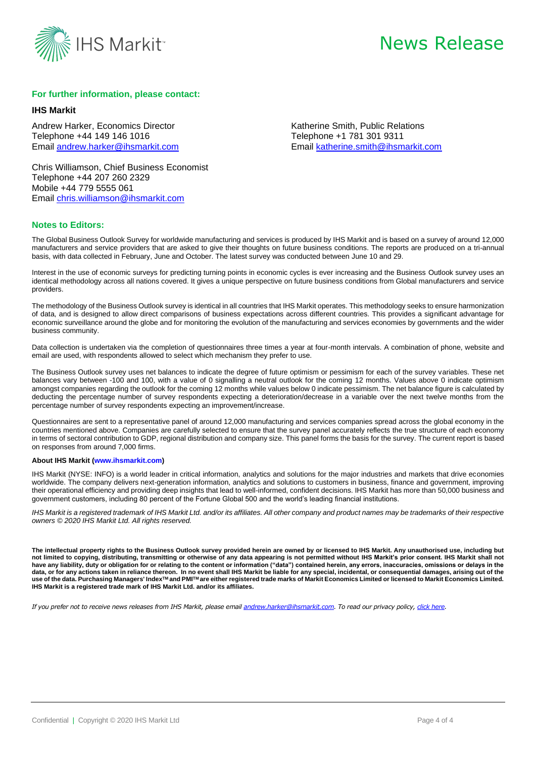News Release

### For further information, please contact:

**IHS Markit**

Andrew Harker, Economics Director
Telephone +44 149 146 1016
Email andrew.harker@ihsmarkit.com

Chris Williamson, Chief Business Economist
Telephone +44 207 260 2329
Mobile +44 779 5555 061
Email chris.williamson@ihsmarkit.com

Katherine Smith, Public Relations
Telephone +1 781 301 9311
Email katherine.smith@ihsmarkit.com

### Notes to Editors:

The Global Business Outlook Survey for worldwide manufacturing and services is produced by IHS Markit and is based on a survey of around 12,000 manufacturers and service providers that are asked to give their thoughts on future business conditions. The reports are produced on a tri-annual basis, with data collected in February, June and October. The latest survey was conducted between June 10 and 29.

Interest in the use of economic surveys for predicting turning points in economic cycles is ever increasing and the Business Outlook survey uses an identical methodology across all nations covered. It gives a unique perspective on future business conditions from Global manufacturers and service providers.

The methodology of the Business Outlook survey is identical in all countries that IHS Markit operates. This methodology seeks to ensure harmonization of data, and is designed to allow direct comparisons of business expectations across different countries. This provides a significant advantage for economic surveillance around the globe and for monitoring the evolution of the manufacturing and services economies by governments and the wider business community.

Data collection is undertaken via the completion of questionnaires three times a year at four-month intervals. A combination of phone, website and email are used, with respondents allowed to select which mechanism they prefer to use.

The Business Outlook survey uses net balances to indicate the degree of future optimism or pessimism for each of the survey variables. These net balances vary between -100 and 100, with a value of 0 signalling a neutral outlook for the coming 12 months. Values above 0 indicate optimism amongst companies regarding the outlook for the coming 12 months while values below 0 indicate pessimism. The net balance figure is calculated by deducting the percentage number of survey respondents expecting a deterioration/decrease in a variable over the next twelve months from the percentage number of survey respondents expecting an improvement/increase.

Questionnaires are sent to a representative panel of around 12,000 manufacturing and services companies spread across the global economy in the countries mentioned above. Companies are carefully selected to ensure that the survey panel accurately reflects the true structure of each economy in terms of sectoral contribution to GDP, regional distribution and company size. This panel forms the basis for the survey. The current report is based on responses from around 7,000 firms.

**About IHS Markit (www.ihsmarkit.com)**

IHS Markit (NYSE: INFO) is a world leader in critical information, analytics and solutions for the major industries and markets that drive economies worldwide. The company delivers next-generation information, analytics and solutions to customers in business, finance and government, improving their operational efficiency and providing deep insights that lead to well-informed, confident decisions. IHS Markit has more than 50,000 business and government customers, including 80 percent of the Fortune Global 500 and the world's leading financial institutions.

*IHS Markit is a registered trademark of IHS Markit Ltd. and/or its affiliates. All other company and product names may be trademarks of their respective owners © 2020 IHS Markit Ltd. All rights reserved.*

**The intellectual property rights to the Business Outlook survey provided herein are owned by or licensed to IHS Markit. Any unauthorised use, including but not limited to copying, distributing, transmitting or otherwise of any data appearing is not permitted without IHS Markit's prior consent. IHS Markit shall not have any liability, duty or obligation for or relating to the content or information ("data") contained herein, any errors, inaccuracies, omissions or delays in the data, or for any actions taken in reliance thereon. In no event shall IHS Markit be liable for any special, incidental, or consequential damages, arising out of the use of the data. Purchasing Managers' Index™ and PMI™ are either registered trade marks of Markit Economics Limited or licensed to Markit Economics Limited. IHS Markit is a registered trade mark of IHS Markit Ltd. and/or its affiliates.**

*If you prefer not to receive news releases from IHS Markit, please email andrew.harker@ihsmarkit.com. To read our privacy policy, click here.*